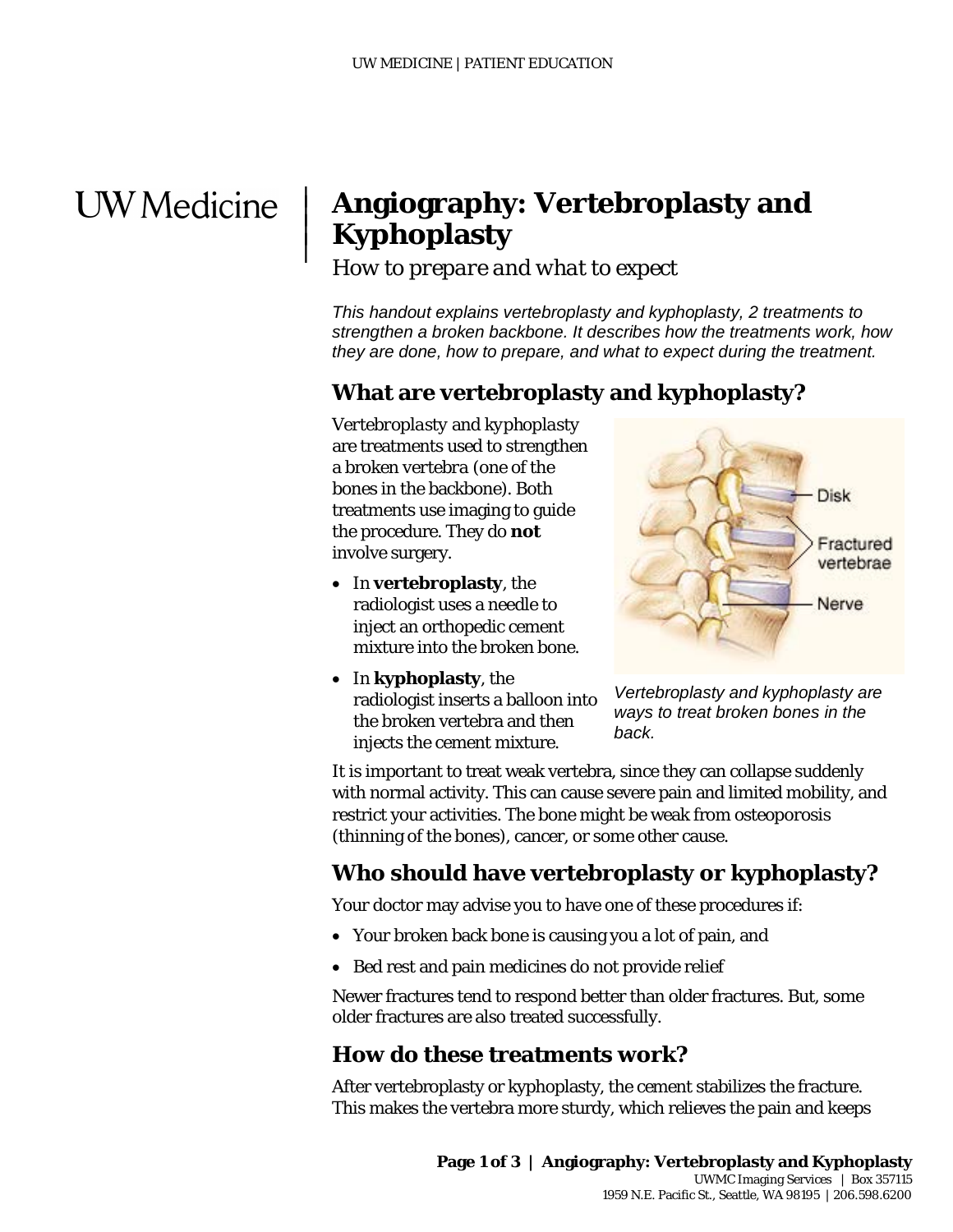# Angiography: Vertebroplasty and Kyphoplasty

*How to prepare and what to expect*

*This handout explains vertebroplasty and kyphoplasty, 2 treatments to strengthen a broken backbone. It describes how the treatments work, how they are done, how to prepare, and what to expect during the treatment.*

## What are vertebroplasty and kyphoplasty?

*Vertebroplasty* and *kyphoplasty* are treatments used to strengthen a broken vertebra (one of the bones in the backbone). Both treatments use imaging to guide the procedure. They do **not** involve surgery.

- In **vertebroplasty**, the radiologist uses a needle to inject an orthopedic cement mixture into the broken bone.
- In **kyphoplasty**, the radiologist inserts a balloon into the broken vertebra and then injects the cement mixture.

*Vertebroplasty and kyphoplasty are ways to treat broken bones in the back.*

It is important to treat weak vertebra, since they can collapse suddenly with normal activity. This can cause severe pain and limited mobility, and restrict your activities. The bone might be weak from osteoporosis (thinning of the bones), cancer, or some other cause.

## Who should have vertebroplasty or kyphoplasty?

Your doctor may advise you to have one of these procedures if:

- Your broken back bone is causing you a lot of pain, and
- Bed rest and pain medicines do not provide relief

Newer fractures tend to respond better than older fractures. But, some older fractures are also treated successfully.

## How do these treatments work?

After vertebroplasty or kyphoplasty, the cement stabilizes the fracture. This makes the vertebra more sturdy, which relieves the pain and keeps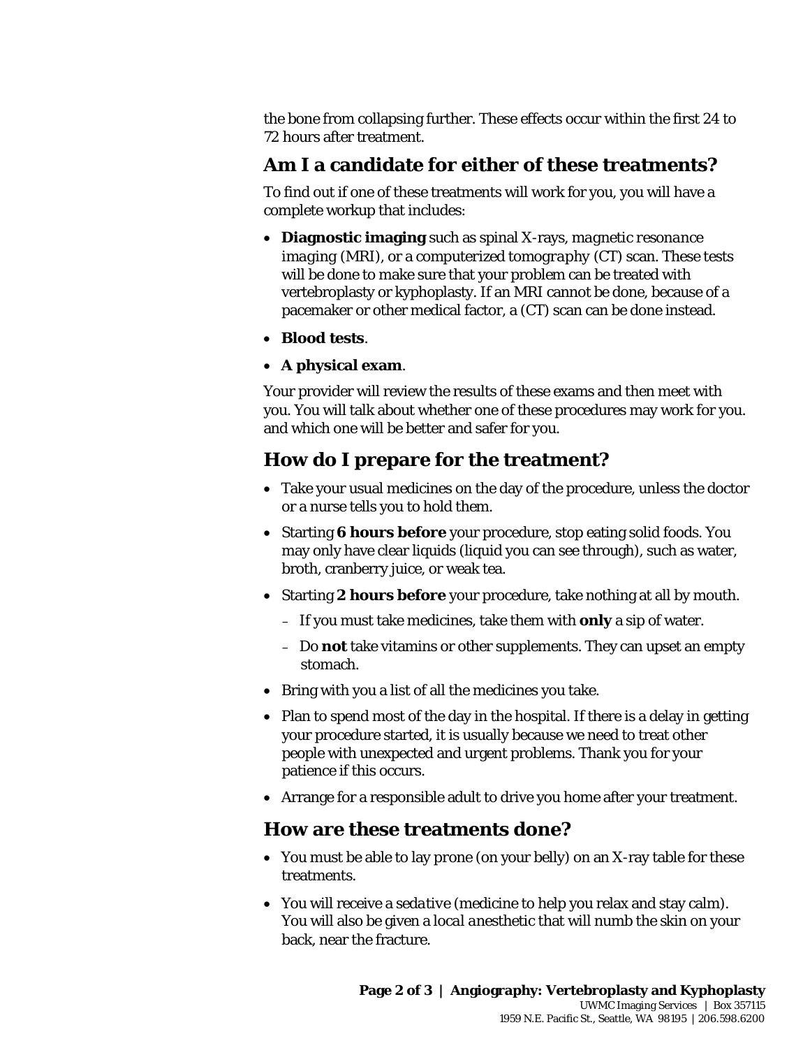the bone from collapsing further. These effects occur within the first 24 to 72 hours after treatment.

## Am I a candidate for either of these treatments?

To find out if one of these treatments will work for you, you will have a complete workup that includes:

- **Diagnostic imaging** such as spinal X-rays, *magnetic resonance imaging* (MRI), or a *computerized tomography* (CT) scan. These tests will be done to make sure that your problem can be treated with vertebroplasty or kyphoplasty. If an MRI cannot be done, because of a pacemaker or other medical factor, a (CT) scan can be done instead.
- **Blood tests**.
- **A physical exam**.

Your provider will review the results of these exams and then meet with you. You will talk about whether one of these procedures may work for you. and which one will be better and safer for you.

## How do I prepare for the treatment?

- Take your usual medicines on the day of the procedure, unless the doctor or a nurse tells you to hold them.
- Starting **6 hours before** your procedure, stop eating solid foods. You may only have clear liquids (liquid you can see through), such as water, broth, cranberry juice, or weak tea.
- Starting **2 hours before** your procedure, take nothing at all by mouth.
  - If you must take medicines, take them with **only** a sip of water.
  - Do **not** take vitamins or other supplements. They can upset an empty stomach.
- Bring with you a list of all the medicines you take.
- Plan to spend most of the day in the hospital. If there is a delay in getting your procedure started, it is usually because we need to treat other people with unexpected and urgent problems. Thank you for your patience if this occurs.
- Arrange for a responsible adult to drive you home after your treatment.

## How are these treatments done?

- You must be able to lay prone (on your belly) on an X-ray table for these treatments.
- You will receive a *sedative* (medicine to help you relax and stay calm). You will also be given a *local anesthetic* that will numb the skin on your back, near the fracture.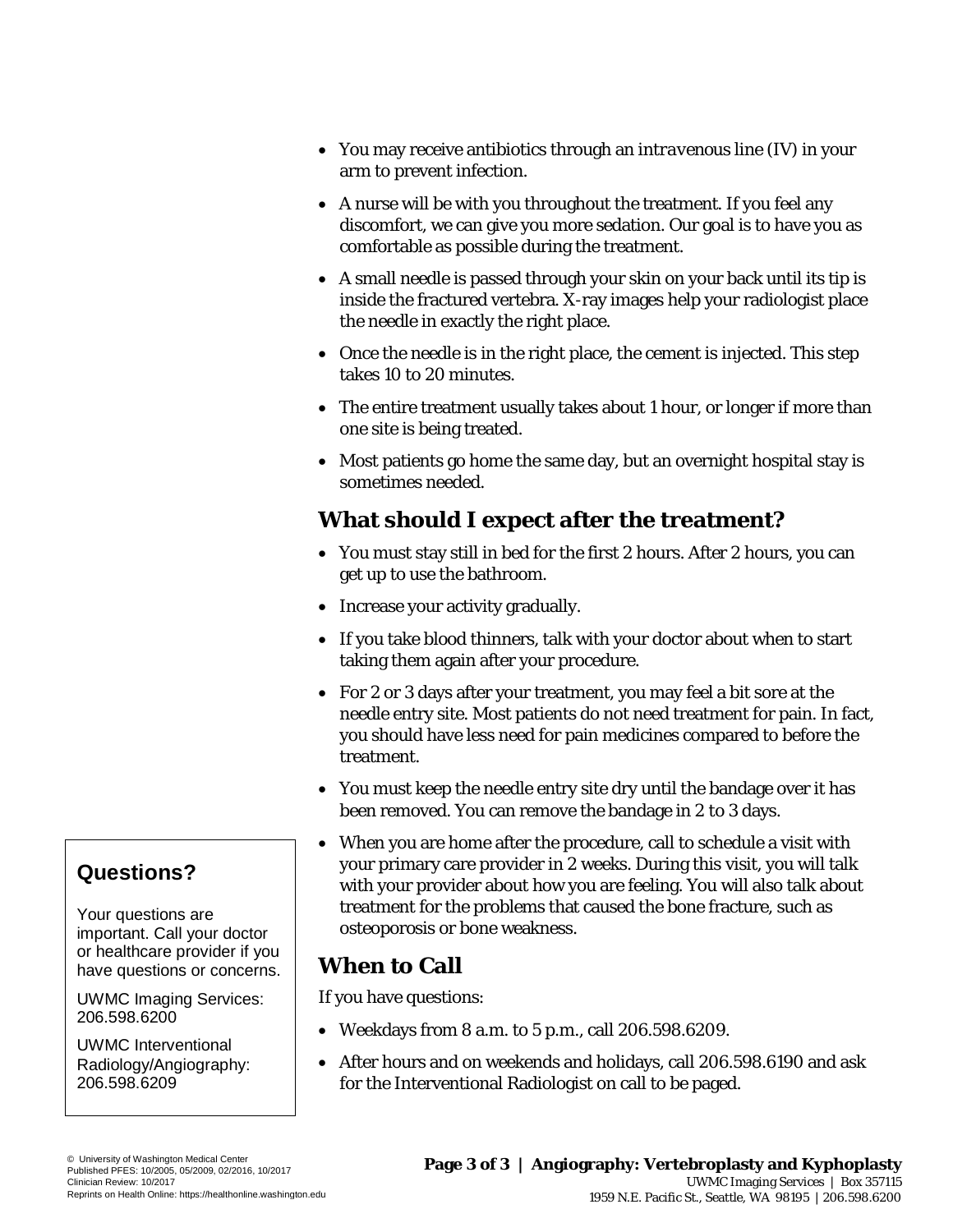- You may receive antibiotics through an *intravenous* line (IV) in your arm to prevent infection.
- A nurse will be with you throughout the treatment. If you feel any discomfort, we can give you more sedation. Our goal is to have you as comfortable as possible during the treatment.
- A small needle is passed through your skin on your back until its tip is inside the fractured vertebra. X-ray images help your radiologist place the needle in exactly the right place.
- Once the needle is in the right place, the cement is injected. This step takes 10 to 20 minutes.
- The entire treatment usually takes about 1 hour, or longer if more than one site is being treated.
- Most patients go home the same day, but an overnight hospital stay is sometimes needed.

## What should I expect after the treatment?

- You must stay still in bed for the first 2 hours. After 2 hours, you can get up to use the bathroom.
- Increase your activity gradually.
- If you take blood thinners, talk with your doctor about when to start taking them again after your procedure.
- For 2 or 3 days after your treatment, you may feel a bit sore at the needle entry site. Most patients do not need treatment for pain. In fact, you should have less need for pain medicines compared to before the treatment.
- You must keep the needle entry site dry until the bandage over it has been removed. You can remove the bandage in 2 to 3 days.
- When you are home after the procedure, call to schedule a visit with your primary care provider in 2 weeks. During this visit, you will talk with your provider about how you are feeling. You will also talk about treatment for the problems that caused the bone fracture, such as osteoporosis or bone weakness.

## When to Call

If you have questions:

- Weekdays from 8 a.m. to 5 p.m., call 206.598.6209.
- After hours and on weekends and holidays, call 206.598.6190 and ask for the Interventional Radiologist on call to be paged.

### Questions?

Your questions are important. Call your doctor or healthcare provider if you have questions or concerns.

UWMC Imaging Services: 206.598.6200

UWMC Interventional Radiology/Angiography: 206.598.6209

© University of Washington Medical Center
Published PFES: 10/2005, 05/2009, 02/2016, 10/2017
Clinician Review: 10/2017
Reprints on Health Online: https://healthonline.washington.edu

UWMC Imaging Services | Box 357115
1959 N.E. Pacific St., Seattle, WA 98195 | 206.598.6200